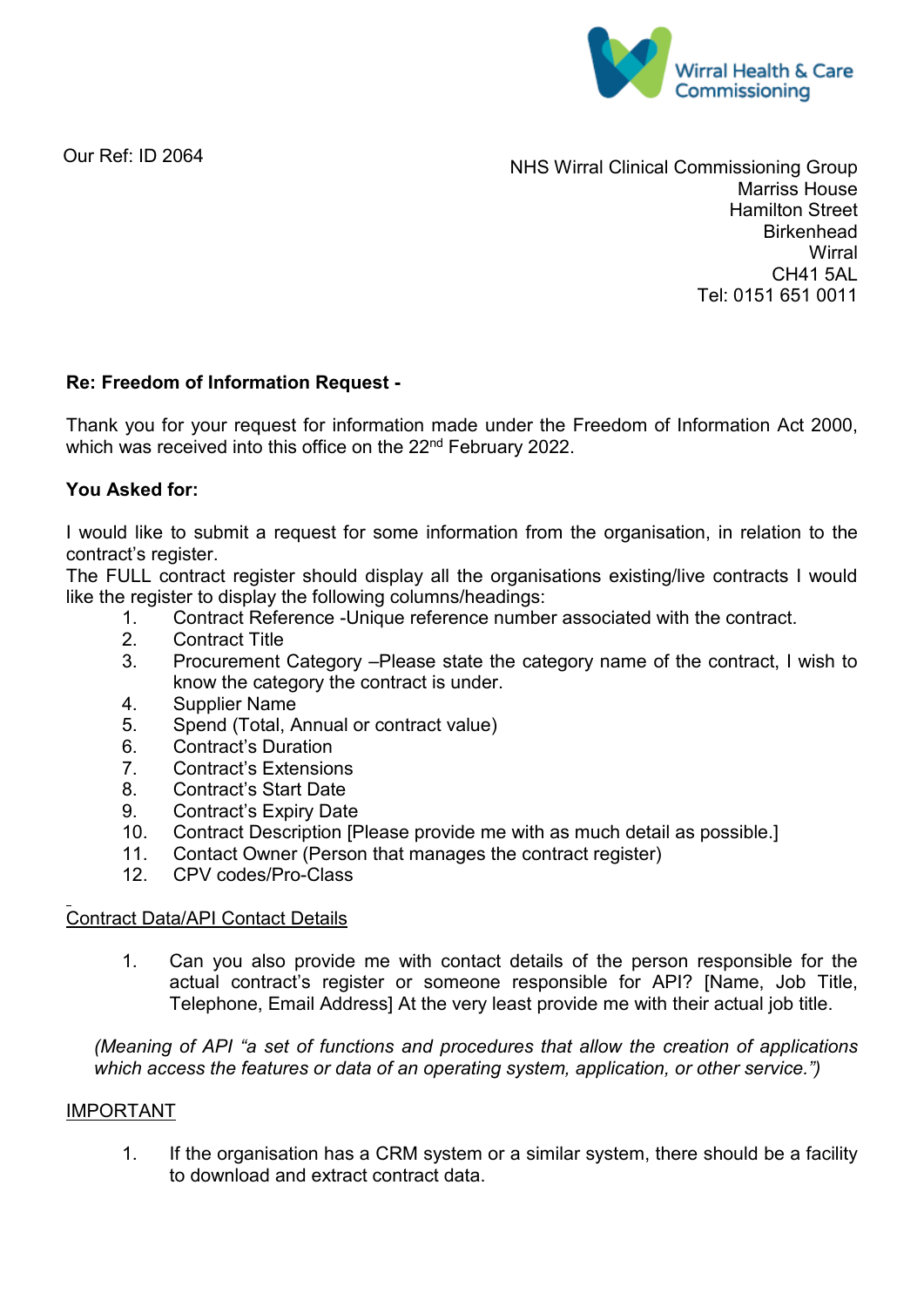Wirral Health & Care Commissioning

Our Ref: ID 2064

NHS Wirral Clinical Commissioning Group
Marriss House
Hamilton Street
Birkenhead
Wirral
CH41 5AL
Tel: 0151 651 0011

**Re: Freedom of Information Request -**

Thank you for your request for information made under the Freedom of Information Act 2000, which was received into this office on the 22nd February 2022.

**You Asked for:**

I would like to submit a request for some information from the organisation, in relation to the contract's register.
The FULL contract register should display all the organisations existing/live contracts I would like the register to display the following columns/headings:

1. Contract Reference -Unique reference number associated with the contract.
2. Contract Title
3. Procurement Category –Please state the category name of the contract, I wish to know the category the contract is under.
4. Supplier Name
5. Spend (Total, Annual or contract value)
6. Contract's Duration
7. Contract's Extensions
8. Contract's Start Date
9. Contract's Expiry Date
10. Contract Description [Please provide me with as much detail as possible.]
11. Contact Owner (Person that manages the contract register)
12. CPV codes/Pro-Class

Contract Data/API Contact Details

1. Can you also provide me with contact details of the person responsible for the actual contract's register or someone responsible for API? [Name, Job Title, Telephone, Email Address] At the very least provide me with their actual job title.

*(Meaning of API "a set of functions and procedures that allow the creation of applications which access the features or data of an operating system, application, or other service.")*

IMPORTANT

1. If the organisation has a CRM system or a similar system, there should be a facility to download and extract contract data.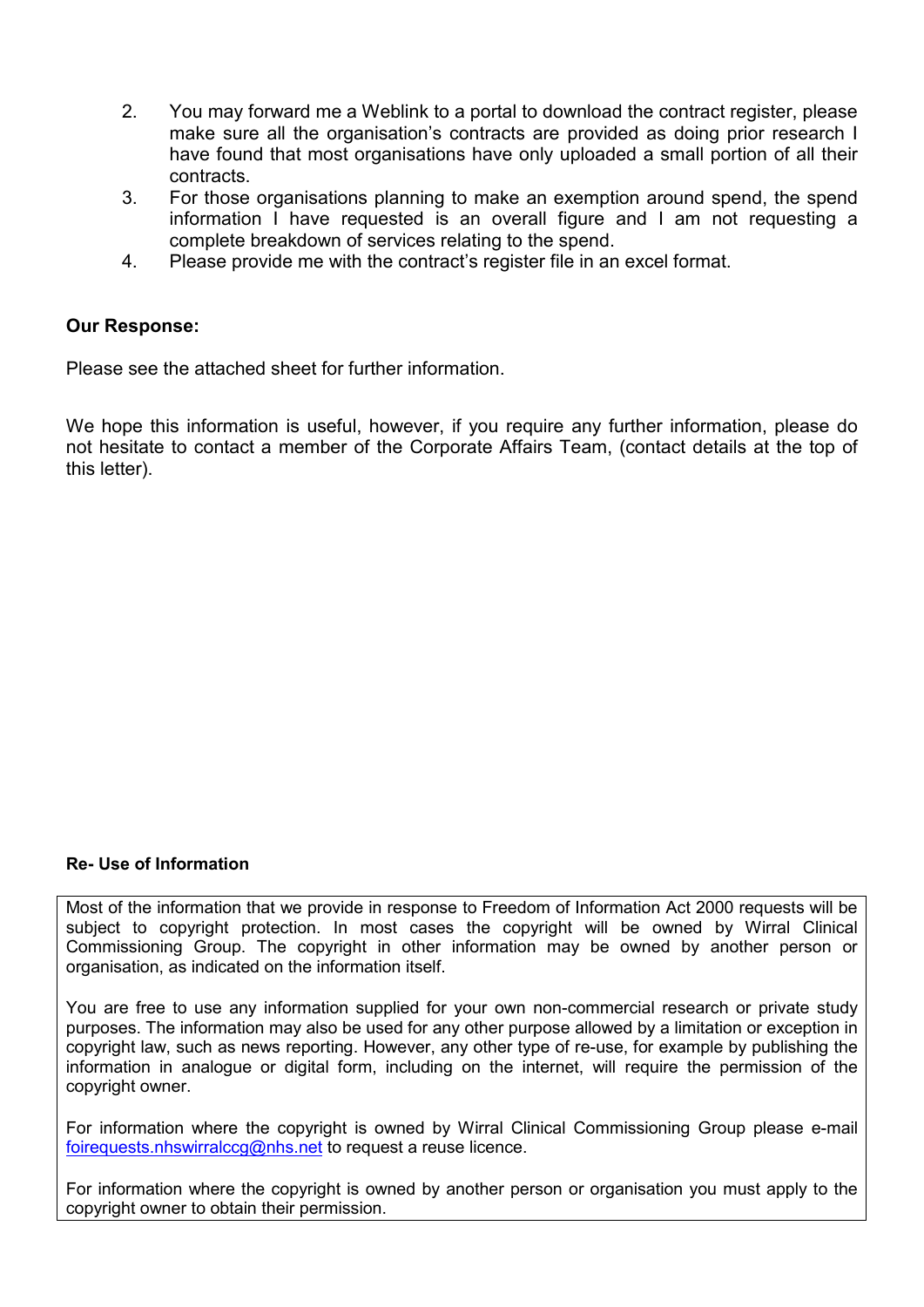2. You may forward me a Weblink to a portal to download the contract register, please make sure all the organisation's contracts are provided as doing prior research I have found that most organisations have only uploaded a small portion of all their contracts.
3. For those organisations planning to make an exemption around spend, the spend information I have requested is an overall figure and I am not requesting a complete breakdown of services relating to the spend.
4. Please provide me with the contract's register file in an excel format.

**Our Response:**

Please see the attached sheet for further information.

We hope this information is useful, however, if you require any further information, please do not hesitate to contact a member of the Corporate Affairs Team, (contact details at the top of this letter).

**Re- Use of Information**

Most of the information that we provide in response to Freedom of Information Act 2000 requests will be subject to copyright protection. In most cases the copyright will be owned by Wirral Clinical Commissioning Group. The copyright in other information may be owned by another person or organisation, as indicated on the information itself.

You are free to use any information supplied for your own non-commercial research or private study purposes. The information may also be used for any other purpose allowed by a limitation or exception in copyright law, such as news reporting. However, any other type of re-use, for example by publishing the information in analogue or digital form, including on the internet, will require the permission of the copyright owner.

For information where the copyright is owned by Wirral Clinical Commissioning Group please e-mail foirequests.nhswirralccg@nhs.net to request a reuse licence.

For information where the copyright is owned by another person or organisation you must apply to the copyright owner to obtain their permission.